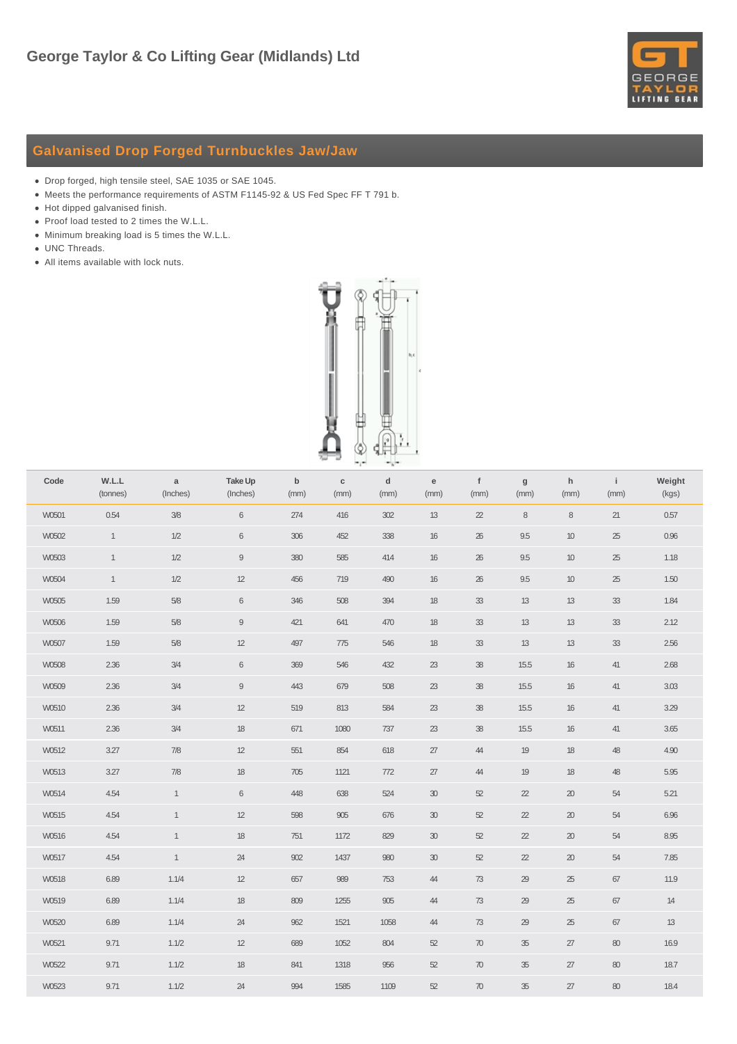# George Taylor & Co Lifting Gear (Midlands) Ltd

## Galvanised Drop Forged Turnbuckles Jaw/Jaw

- Drop forged, high tensile steel, SAE 1035 or SAE 1045.
- Meets the performance requirements of ASTM F1145-92 & US Fed Spec FF T 791 b.
- Hot dipped galvanised finish.
- Proof load tested to 2 times the W.L.L.
- Minimum breaking load is 5 times the W.L.L.
- UNC Threads.
- All items available with lock nuts.

| Code | W.L.L (tonnes) | a (Inches) | Take Up (Inches) | b (mm) | c (mm) | d (mm) | e (mm) | f (mm) | g (mm) | h (mm) | i (mm) | Weight (kgs) |
|---|---|---|---|---|---|---|---|---|---|---|---|---|
| W0501 | 0.54 | 3/8 | 6 | 274 | 416 | 302 | 13 | 22 | 8 | 8 | 21 | 0.57 |
| W0502 | 1 | 1/2 | 6 | 306 | 452 | 338 | 16 | 26 | 9.5 | 10 | 25 | 0.96 |
| W0503 | 1 | 1/2 | 9 | 380 | 585 | 414 | 16 | 26 | 9.5 | 10 | 25 | 1.18 |
| W0504 | 1 | 1/2 | 12 | 456 | 719 | 490 | 16 | 26 | 9.5 | 10 | 25 | 1.50 |
| W0505 | 1.59 | 5/8 | 6 | 346 | 508 | 394 | 18 | 33 | 13 | 13 | 33 | 1.84 |
| W0506 | 1.59 | 5/8 | 9 | 421 | 641 | 470 | 18 | 33 | 13 | 13 | 33 | 2.12 |
| W0507 | 1.59 | 5/8 | 12 | 497 | 775 | 546 | 18 | 33 | 13 | 13 | 33 | 2.56 |
| W0508 | 2.36 | 3/4 | 6 | 369 | 546 | 432 | 23 | 38 | 15.5 | 16 | 41 | 2.68 |
| W0509 | 2.36 | 3/4 | 9 | 443 | 679 | 508 | 23 | 38 | 15.5 | 16 | 41 | 3.03 |
| W0510 | 2.36 | 3/4 | 12 | 519 | 813 | 584 | 23 | 38 | 15.5 | 16 | 41 | 3.29 |
| W0511 | 2.36 | 3/4 | 18 | 671 | 1080 | 737 | 23 | 38 | 15.5 | 16 | 41 | 3.65 |
| W0512 | 3.27 | 7/8 | 12 | 551 | 854 | 618 | 27 | 44 | 19 | 18 | 48 | 4.90 |
| W0513 | 3.27 | 7/8 | 18 | 705 | 1121 | 772 | 27 | 44 | 19 | 18 | 48 | 5.95 |
| W0514 | 4.54 | 1 | 6 | 448 | 638 | 524 | 30 | 52 | 22 | 20 | 54 | 5.21 |
| W0515 | 4.54 | 1 | 12 | 598 | 905 | 676 | 30 | 52 | 22 | 20 | 54 | 6.96 |
| W0516 | 4.54 | 1 | 18 | 751 | 1172 | 829 | 30 | 52 | 22 | 20 | 54 | 8.95 |
| W0517 | 4.54 | 1 | 24 | 902 | 1437 | 980 | 30 | 52 | 22 | 20 | 54 | 7.85 |
| W0518 | 6.89 | 1.1/4 | 12 | 657 | 989 | 753 | 44 | 73 | 29 | 25 | 67 | 11.9 |
| W0519 | 6.89 | 1.1/4 | 18 | 809 | 1255 | 905 | 44 | 73 | 29 | 25 | 67 | 14 |
| W0520 | 6.89 | 1.1/4 | 24 | 962 | 1521 | 1058 | 44 | 73 | 29 | 25 | 67 | 13 |
| W0521 | 9.71 | 1.1/2 | 12 | 689 | 1052 | 804 | 52 | 70 | 35 | 27 | 80 | 16.9 |
| W0522 | 9.71 | 1.1/2 | 18 | 841 | 1318 | 956 | 52 | 70 | 35 | 27 | 80 | 18.7 |
| W0523 | 9.71 | 1.1/2 | 24 | 994 | 1585 | 1109 | 52 | 70 | 35 | 27 | 80 | 18.4 |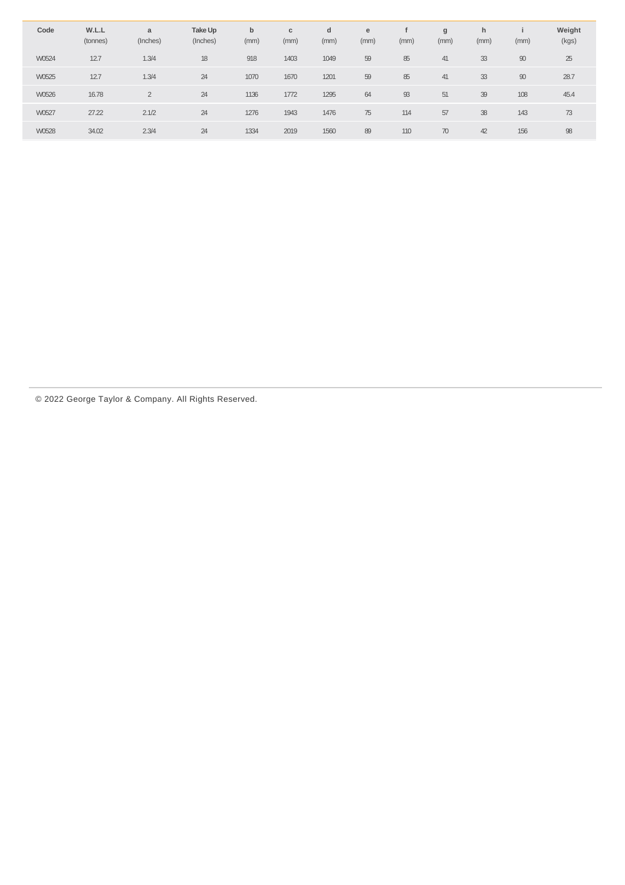| Code | W.L.L (tonnes) | a (Inches) | Take Up (Inches) | b (mm) | c (mm) | d (mm) | e (mm) | f (mm) | g (mm) | h (mm) | i (mm) | Weight (kgs) |
|---|---|---|---|---|---|---|---|---|---|---|---|---|
| W0524 | 12.7 | 1.3/4 | 18 | 918 | 1403 | 1049 | 59 | 85 | 41 | 33 | 90 | 25 |
| W0525 | 12.7 | 1.3/4 | 24 | 1070 | 1670 | 1201 | 59 | 85 | 41 | 33 | 90 | 28.7 |
| W0526 | 16.78 | 2 | 24 | 1136 | 1772 | 1295 | 64 | 93 | 51 | 39 | 108 | 45.4 |
| W0527 | 27.22 | 2.1/2 | 24 | 1276 | 1943 | 1476 | 75 | 114 | 57 | 38 | 143 | 73 |
| W0528 | 34.02 | 2.3/4 | 24 | 1334 | 2019 | 1560 | 89 | 110 | 70 | 42 | 156 | 98 |

© 2022 George Taylor & Company. All Rights Reserved.